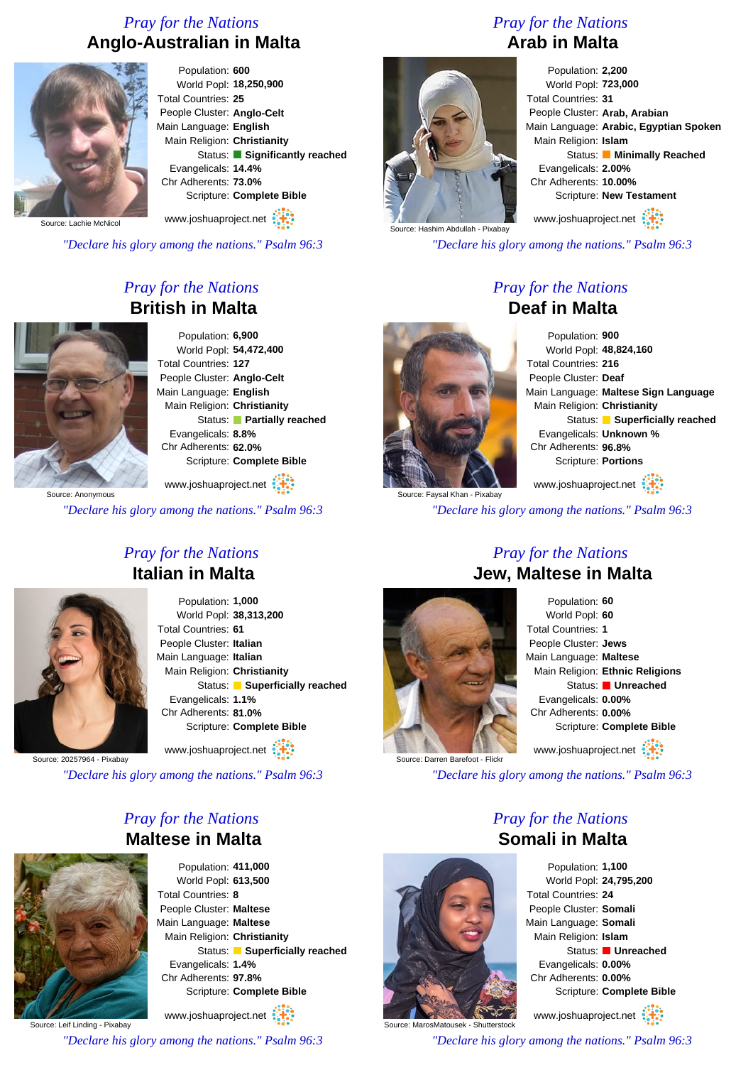*Pray for the Nations*

## Anglo-Australian in Malta

Source: Lachie McNicol

Population: **600**
World Popl: **18,250,900**
Total Countries: **25**
People Cluster: **Anglo-Celt**
Main Language: **English**
Main Religion: **Christianity**
Status: **Significantly reached**
Evangelicals: **14.4%**
Chr Adherents: **73.0%**
Scripture: **Complete Bible**

www.joshuaproject.net

*"Declare his glory among the nations." Psalm 96:3*

*Pray for the Nations*

## Arab in Malta

Source: Hashim Abdullah - Pixabay

Population: **2,200**
World Popl: **723,000**
Total Countries: **31**
People Cluster: **Arab, Arabian**
Main Language: **Arabic, Egyptian Spoken**
Main Religion: **Islam**
Status: **Minimally Reached**
Evangelicals: **2.00%**
Chr Adherents: **10.00%**
Scripture: **New Testament**

www.joshuaproject.net

*"Declare his glory among the nations." Psalm 96:3*

*Pray for the Nations*

## British in Malta

Source: Anonymous

Population: **6,900**
World Popl: **54,472,400**
Total Countries: **127**
People Cluster: **Anglo-Celt**
Main Language: **English**
Main Religion: **Christianity**
Status: **Partially reached**
Evangelicals: **8.8%**
Chr Adherents: **62.0%**
Scripture: **Complete Bible**

www.joshuaproject.net

*"Declare his glory among the nations." Psalm 96:3*

*Pray for the Nations*

## Deaf in Malta

Source: Faysal Khan - Pixabay

Population: **900**
World Popl: **48,824,160**
Total Countries: **216**
People Cluster: **Deaf**
Main Language: **Maltese Sign Language**
Main Religion: **Christianity**
Status: **Superficially reached**
Evangelicals: **Unknown %**
Chr Adherents: **96.8%**
Scripture: **Portions**

www.joshuaproject.net

*"Declare his glory among the nations." Psalm 96:3*

*Pray for the Nations*

## Italian in Malta

Source: 20257964 - Pixabay

Population: **1,000**
World Popl: **38,313,200**
Total Countries: **61**
People Cluster: **Italian**
Main Language: **Italian**
Main Religion: **Christianity**
Status: **Superficially reached**
Evangelicals: **1.1%**
Chr Adherents: **81.0%**
Scripture: **Complete Bible**

www.joshuaproject.net

*"Declare his glory among the nations." Psalm 96:3*

*Pray for the Nations*

## Jew, Maltese in Malta

Source: Darren Barefoot - Flickr

Population: **60**
World Popl: **60**
Total Countries: **1**
People Cluster: **Jews**
Main Language: **Maltese**
Main Religion: **Ethnic Religions**
Status: **Unreached**
Evangelicals: **0.00%**
Chr Adherents: **0.00%**
Scripture: **Complete Bible**

www.joshuaproject.net

*"Declare his glory among the nations." Psalm 96:3*

*Pray for the Nations*

## Maltese in Malta

Source: Leif Linding - Pixabay

Population: **411,000**
World Popl: **613,500**
Total Countries: **8**
People Cluster: **Maltese**
Main Language: **Maltese**
Main Religion: **Christianity**
Status: **Superficially reached**
Evangelicals: **1.4%**
Chr Adherents: **97.8%**
Scripture: **Complete Bible**

www.joshuaproject.net

*"Declare his glory among the nations." Psalm 96:3*

*Pray for the Nations*

## Somali in Malta

Source: MarosMatousek - Shutterstock

Population: **1,100**
World Popl: **24,795,200**
Total Countries: **24**
People Cluster: **Somali**
Main Language: **Somali**
Main Religion: **Islam**
Status: **Unreached**
Evangelicals: **0.00%**
Chr Adherents: **0.00%**
Scripture: **Complete Bible**

www.joshuaproject.net

*"Declare his glory among the nations." Psalm 96:3*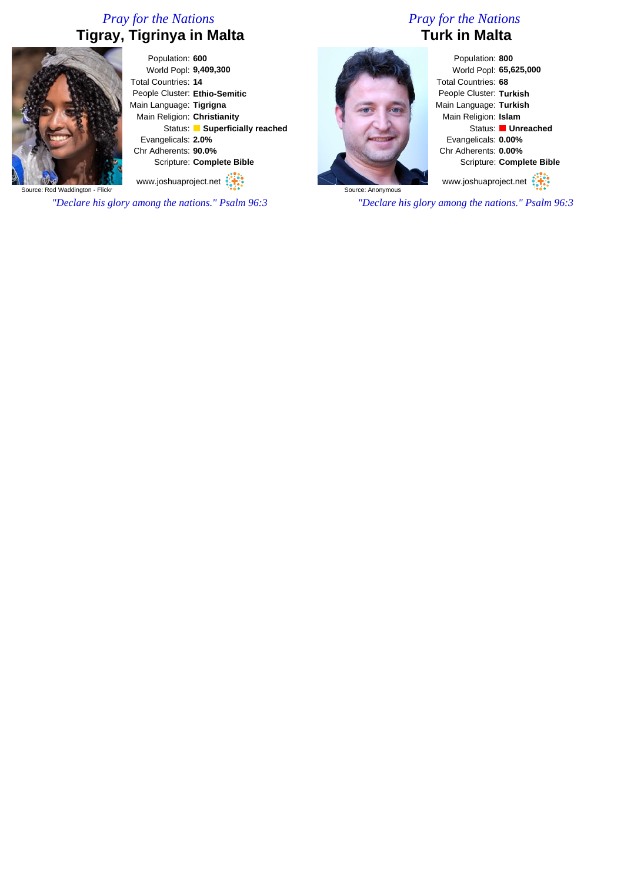*Pray for the Nations*

## Tigray, Tigrinya in Malta

Source: Rod Waddington - Flickr

Population: **600**
World Popl: **9,409,300**
Total Countries: **14**
People Cluster: **Ethio-Semitic**
Main Language: **Tigrigna**
Main Religion: **Christianity**
Status: **Superficially reached**
Evangelicals: **2.0%**
Chr Adherents: **90.0%**
Scripture: **Complete Bible**

www.joshuaproject.net

*"Declare his glory among the nations." Psalm 96:3*

*Pray for the Nations*

## Turk in Malta

Source: Anonymous

Population: **800**
World Popl: **65,625,000**
Total Countries: **68**
People Cluster: **Turkish**
Main Language: **Turkish**
Main Religion: **Islam**
Status: **Unreached**
Evangelicals: **0.00%**
Chr Adherents: **0.00%**
Scripture: **Complete Bible**

www.joshuaproject.net

*"Declare his glory among the nations." Psalm 96:3*